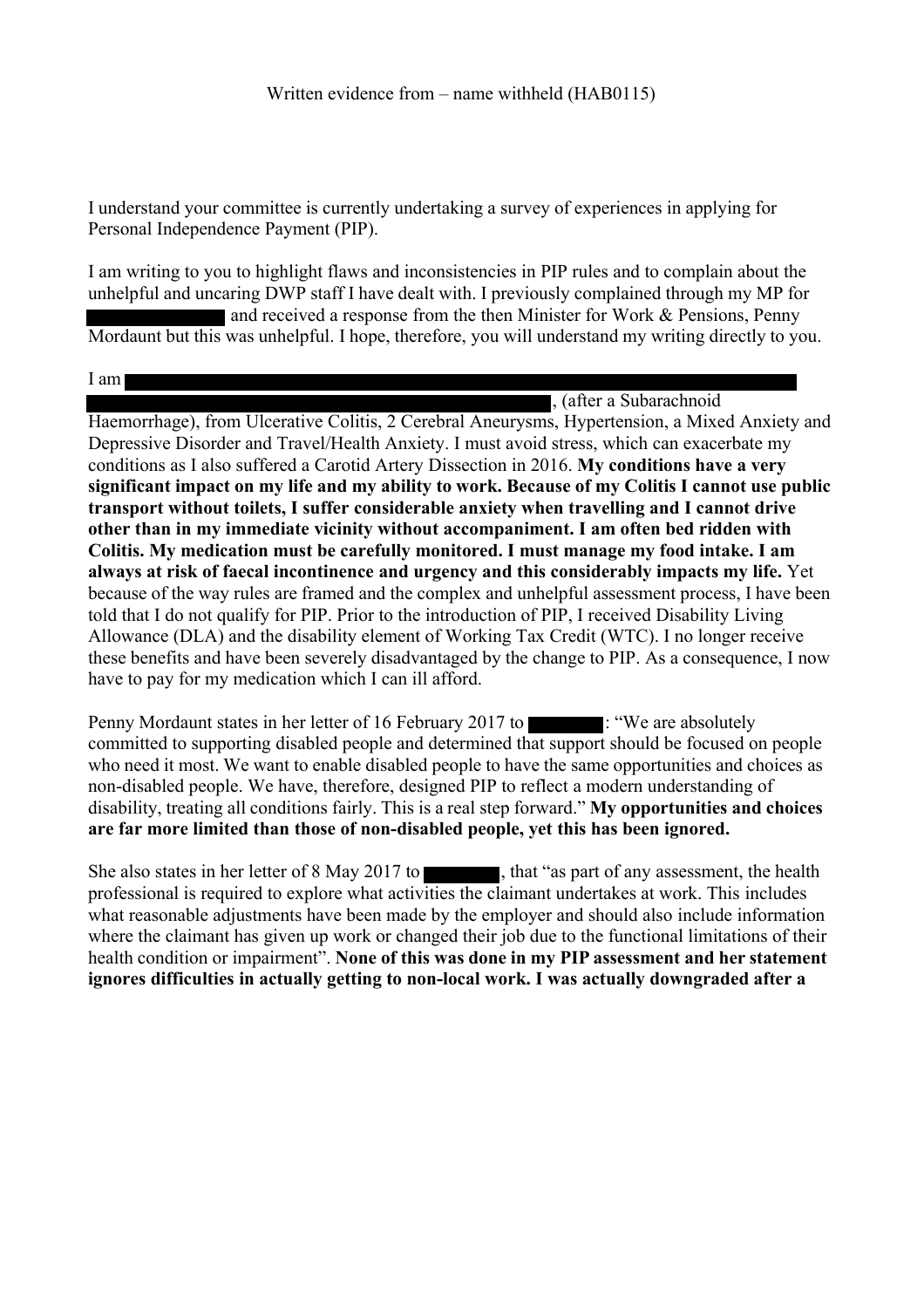Written evidence from – name withheld (HAB0115)

I understand your committee is currently undertaking a survey of experiences in applying for Personal Independence Payment (PIP).

I am writing to you to highlight flaws and inconsistencies in PIP rules and to complain about the unhelpful and uncaring DWP staff I have dealt with. I previously complained through my MP for [redacted] and received a response from the then Minister for Work & Pensions, Penny Mordaunt but this was unhelpful. I hope, therefore, you will understand my writing directly to you.

I am [redacted], (after a Subarachnoid Haemorrhage), from Ulcerative Colitis, 2 Cerebral Aneurysms, Hypertension, a Mixed Anxiety and Depressive Disorder and Travel/Health Anxiety. I must avoid stress, which can exacerbate my conditions as I also suffered a Carotid Artery Dissection in 2016. **My conditions have a very significant impact on my life and my ability to work. Because of my Colitis I cannot use public transport without toilets, I suffer considerable anxiety when travelling and I cannot drive other than in my immediate vicinity without accompaniment. I am often bed ridden with Colitis. My medication must be carefully monitored. I must manage my food intake. I am always at risk of faecal incontinence and urgency and this considerably impacts my life.** Yet because of the way rules are framed and the complex and unhelpful assessment process, I have been told that I do not qualify for PIP. Prior to the introduction of PIP, I received Disability Living Allowance (DLA) and the disability element of Working Tax Credit (WTC). I no longer receive these benefits and have been severely disadvantaged by the change to PIP. As a consequence, I now have to pay for my medication which I can ill afford.

Penny Mordaunt states in her letter of 16 February 2017 to [redacted]: "We are absolutely committed to supporting disabled people and determined that support should be focused on people who need it most. We want to enable disabled people to have the same opportunities and choices as non-disabled people. We have, therefore, designed PIP to reflect a modern understanding of disability, treating all conditions fairly. This is a real step forward." **My opportunities and choices are far more limited than those of non-disabled people, yet this has been ignored.**

She also states in her letter of 8 May 2017 to [redacted], that "as part of any assessment, the health professional is required to explore what activities the claimant undertakes at work. This includes what reasonable adjustments have been made by the employer and should also include information where the claimant has given up work or changed their job due to the functional limitations of their health condition or impairment". **None of this was done in my PIP assessment and her statement ignores difficulties in actually getting to non-local work. I was actually downgraded after a**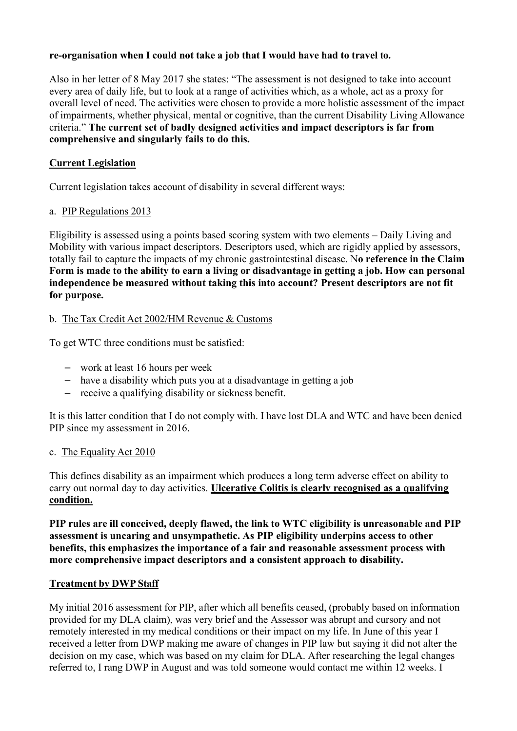**re-organisation when I could not take a job that I would have had to travel to.**

Also in her letter of 8 May 2017 she states: "The assessment is not designed to take into account every area of daily life, but to look at a range of activities which, as a whole, act as a proxy for overall level of need. The activities were chosen to provide a more holistic assessment of the impact of impairments, whether physical, mental or cognitive, than the current Disability Living Allowance criteria." **The current set of badly designed activities and impact descriptors is far from comprehensive and singularly fails to do this.**

## Current Legislation

Current legislation takes account of disability in several different ways:

a. PIP Regulations 2013

Eligibility is assessed using a points based scoring system with two elements – Daily Living and Mobility with various impact descriptors. Descriptors used, which are rigidly applied by assessors, totally fail to capture the impacts of my chronic gastrointestinal disease. N**o reference in the Claim Form is made to the ability to earn a living or disadvantage in getting a job. How can personal independence be measured without taking this into account? Present descriptors are not fit for purpose.**

b. The Tax Credit Act 2002/HM Revenue & Customs

To get WTC three conditions must be satisfied:

- work at least 16 hours per week
- have a disability which puts you at a disadvantage in getting a job
- receive a qualifying disability or sickness benefit.

It is this latter condition that I do not comply with. I have lost DLA and WTC and have been denied PIP since my assessment in 2016.

c. The Equality Act 2010

This defines disability as an impairment which produces a long term adverse effect on ability to carry out normal day to day activities. **Ulcerative Colitis is clearly recognised as a qualifying condition.**

**PIP rules are ill conceived, deeply flawed, the link to WTC eligibility is unreasonable and PIP assessment is uncaring and unsympathetic. As PIP eligibility underpins access to other benefits, this emphasizes the importance of a fair and reasonable assessment process with more comprehensive impact descriptors and a consistent approach to disability.**

## Treatment by DWP Staff

My initial 2016 assessment for PIP, after which all benefits ceased, (probably based on information provided for my DLA claim), was very brief and the Assessor was abrupt and cursory and not remotely interested in my medical conditions or their impact on my life. In June of this year I received a letter from DWP making me aware of changes in PIP law but saying it did not alter the decision on my case, which was based on my claim for DLA. After researching the legal changes referred to, I rang DWP in August and was told someone would contact me within 12 weeks. I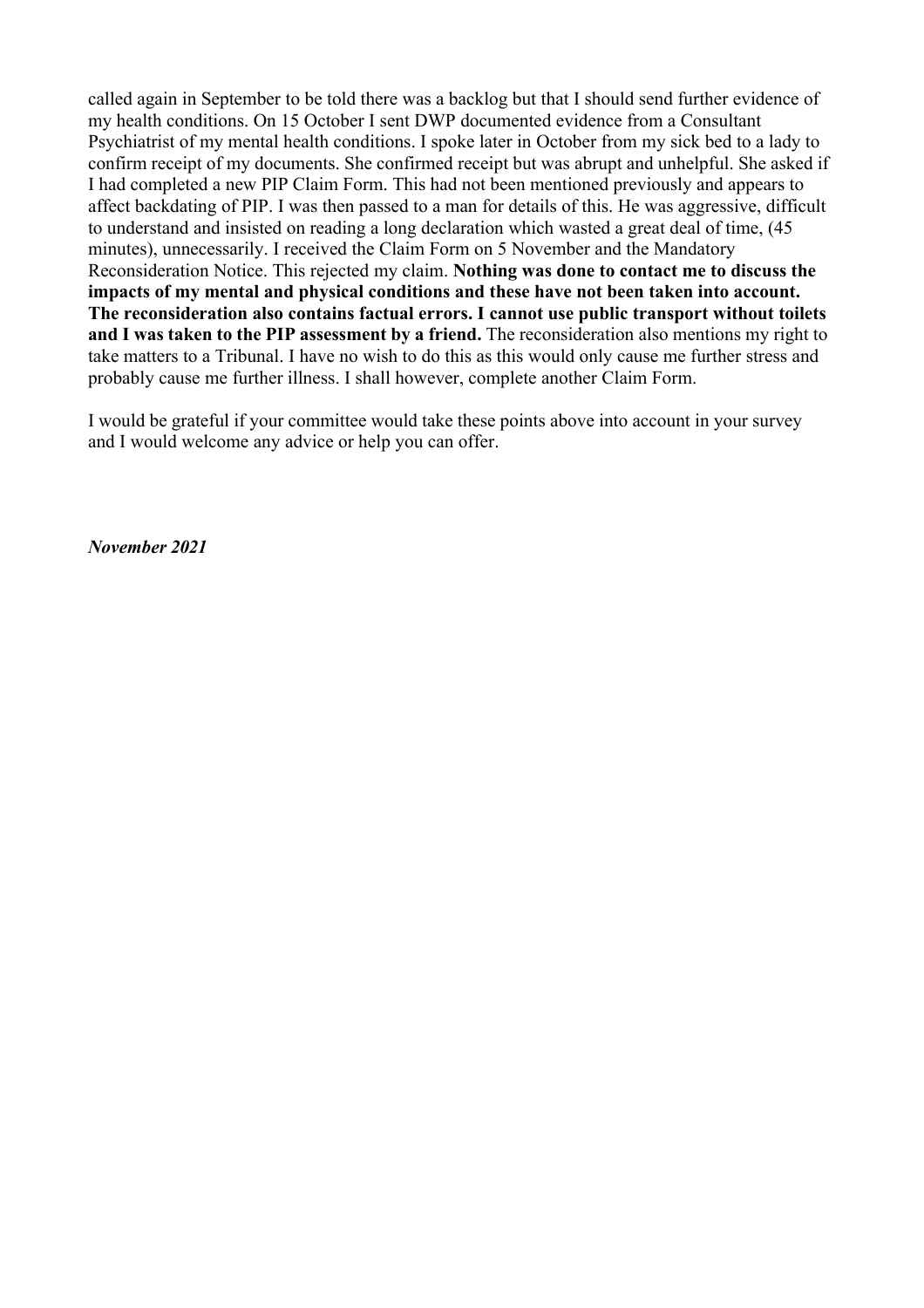called again in September to be told there was a backlog but that I should send further evidence of my health conditions. On 15 October I sent DWP documented evidence from a Consultant Psychiatrist of my mental health conditions. I spoke later in October from my sick bed to a lady to confirm receipt of my documents. She confirmed receipt but was abrupt and unhelpful. She asked if I had completed a new PIP Claim Form. This had not been mentioned previously and appears to affect backdating of PIP. I was then passed to a man for details of this. He was aggressive, difficult to understand and insisted on reading a long declaration which wasted a great deal of time, (45 minutes), unnecessarily. I received the Claim Form on 5 November and the Mandatory Reconsideration Notice. This rejected my claim. **Nothing was done to contact me to discuss the impacts of my mental and physical conditions and these have not been taken into account. The reconsideration also contains factual errors. I cannot use public transport without toilets and I was taken to the PIP assessment by a friend.** The reconsideration also mentions my right to take matters to a Tribunal. I have no wish to do this as this would only cause me further stress and probably cause me further illness. I shall however, complete another Claim Form.

I would be grateful if your committee would take these points above into account in your survey and I would welcome any advice or help you can offer.

***November 2021***